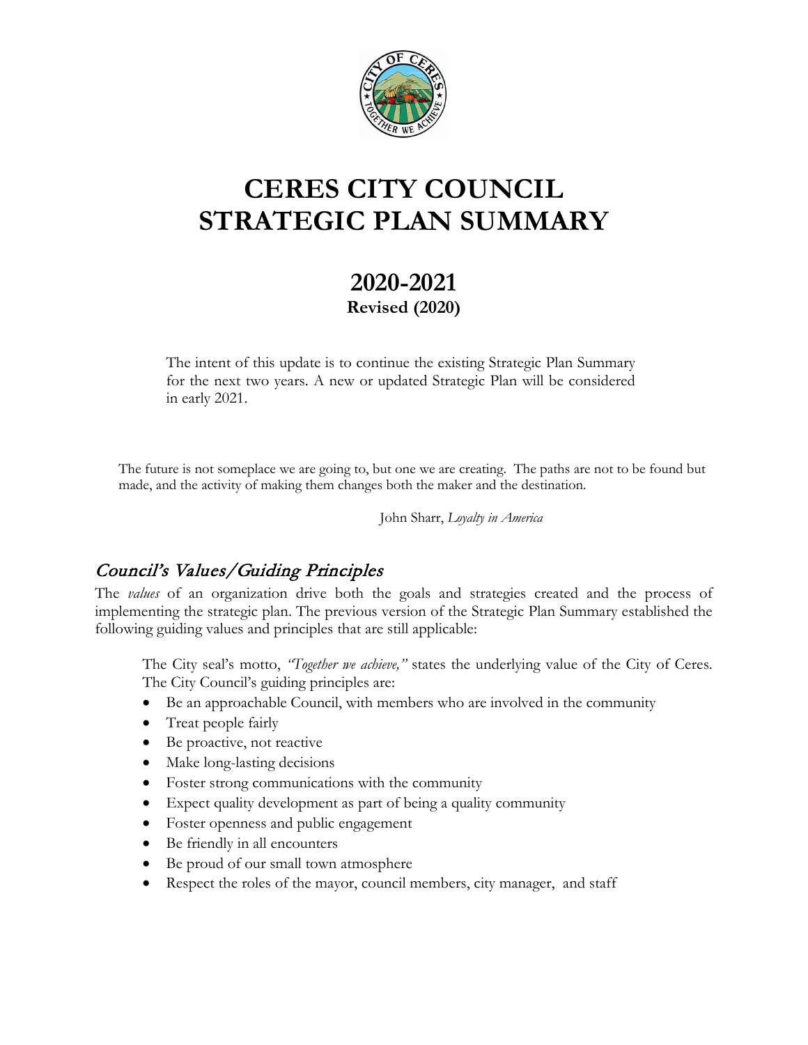# CERES CITY COUNCIL STRATEGIC PLAN SUMMARY

## 2020-2021

**Revised (2020)**

The intent of this update is to continue the existing Strategic Plan Summary for the next two years. A new or updated Strategic Plan will be considered in early 2021.

The future is not someplace we are going to, but one we are creating. The paths are not to be found but made, and the activity of making them changes both the maker and the destination.

John Sharr, *Loyalty in America*

## *Council's Values/Guiding Principles*

The *values* of an organization drive both the goals and strategies created and the process of implementing the strategic plan. The previous version of the Strategic Plan Summary established the following guiding values and principles that are still applicable:

The City seal's motto, *"Together we achieve,"* states the underlying value of the City of Ceres. The City Council's guiding principles are:

- Be an approachable Council, with members who are involved in the community
- Treat people fairly
- Be proactive, not reactive
- Make long-lasting decisions
- Foster strong communications with the community
- Expect quality development as part of being a quality community
- Foster openness and public engagement
- Be friendly in all encounters
- Be proud of our small town atmosphere
- Respect the roles of the mayor, council members, city manager, and staff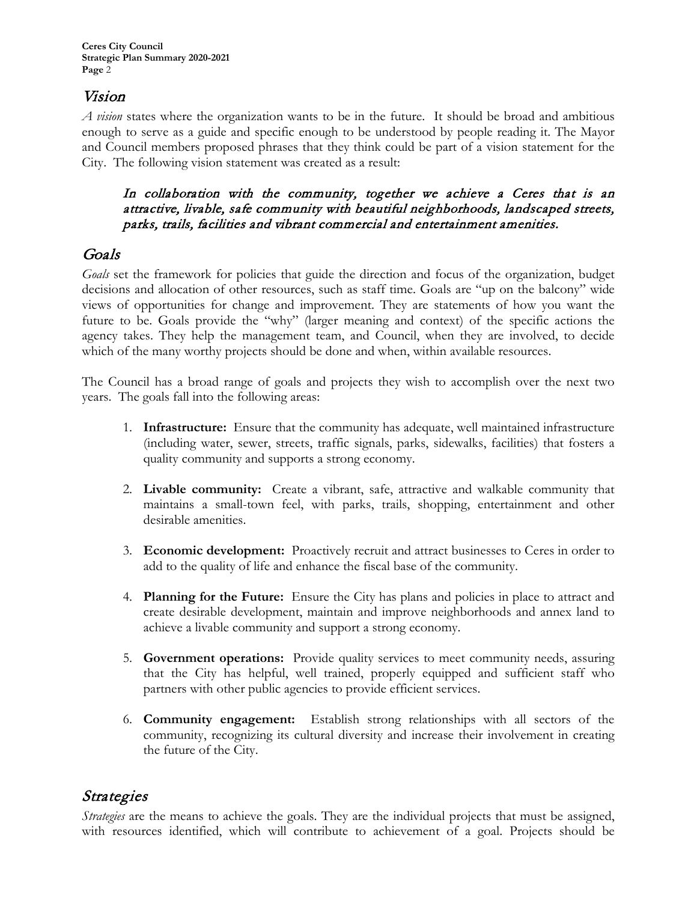## Vision

*A vision* states where the organization wants to be in the future. It should be broad and ambitious enough to serve as a guide and specific enough to be understood by people reading it. The Mayor and Council members proposed phrases that they think could be part of a vision statement for the City. The following vision statement was created as a result:

> *In collaboration with the community, together we achieve a Ceres that is an attractive, livable, safe community with beautiful neighborhoods, landscaped streets, parks, trails, facilities and vibrant commercial and entertainment amenities.*

## Goals

*Goals* set the framework for policies that guide the direction and focus of the organization, budget decisions and allocation of other resources, such as staff time. Goals are "up on the balcony" wide views of opportunities for change and improvement. They are statements of how you want the future to be. Goals provide the "why" (larger meaning and context) of the specific actions the agency takes. They help the management team, and Council, when they are involved, to decide which of the many worthy projects should be done and when, within available resources.

The Council has a broad range of goals and projects they wish to accomplish over the next two years. The goals fall into the following areas:

1. **Infrastructure:** Ensure that the community has adequate, well maintained infrastructure (including water, sewer, streets, traffic signals, parks, sidewalks, facilities) that fosters a quality community and supports a strong economy.

2. **Livable community:** Create a vibrant, safe, attractive and walkable community that maintains a small-town feel, with parks, trails, shopping, entertainment and other desirable amenities.

3. **Economic development:** Proactively recruit and attract businesses to Ceres in order to add to the quality of life and enhance the fiscal base of the community.

4. **Planning for the Future:** Ensure the City has plans and policies in place to attract and create desirable development, maintain and improve neighborhoods and annex land to achieve a livable community and support a strong economy.

5. **Government operations:** Provide quality services to meet community needs, assuring that the City has helpful, well trained, properly equipped and sufficient staff who partners with other public agencies to provide efficient services.

6. **Community engagement:** Establish strong relationships with all sectors of the community, recognizing its cultural diversity and increase their involvement in creating the future of the City.

## Strategies

*Strategies* are the means to achieve the goals. They are the individual projects that must be assigned, with resources identified, which will contribute to achievement of a goal. Projects should be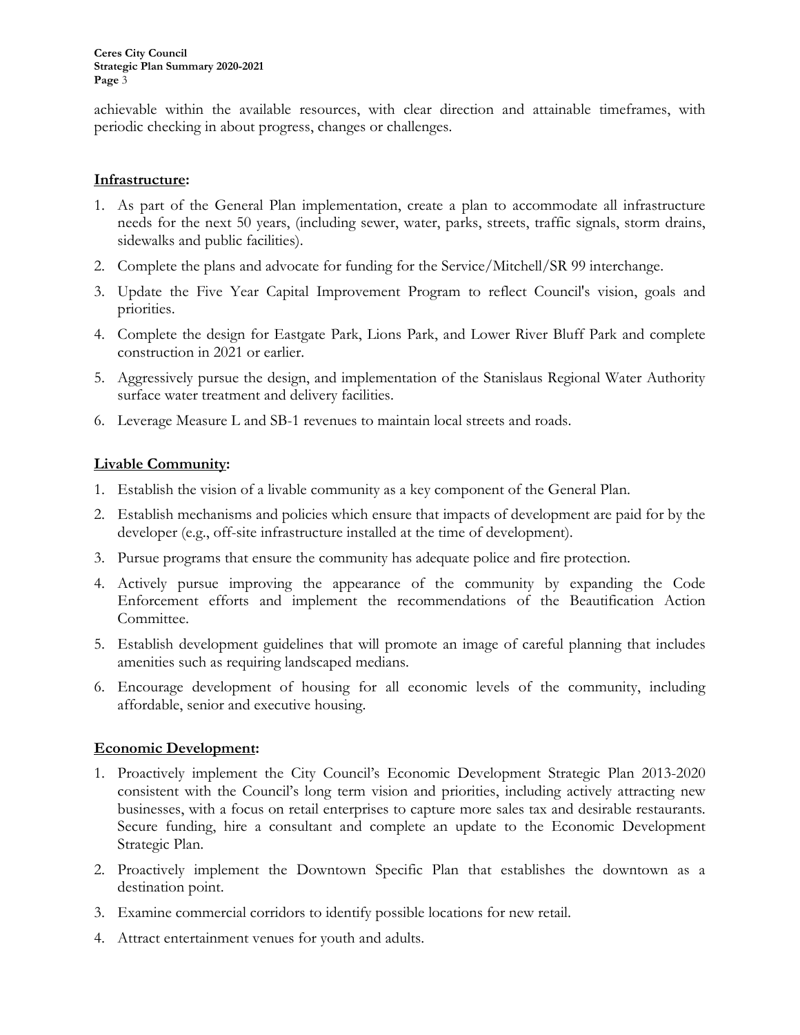achievable within the available resources, with clear direction and attainable timeframes, with periodic checking in about progress, changes or challenges.

**Infrastructure:**

1. As part of the General Plan implementation, create a plan to accommodate all infrastructure needs for the next 50 years, (including sewer, water, parks, streets, traffic signals, storm drains, sidewalks and public facilities).
2. Complete the plans and advocate for funding for the Service/Mitchell/SR 99 interchange.
3. Update the Five Year Capital Improvement Program to reflect Council's vision, goals and priorities.
4. Complete the design for Eastgate Park, Lions Park, and Lower River Bluff Park and complete construction in 2021 or earlier.
5. Aggressively pursue the design, and implementation of the Stanislaus Regional Water Authority surface water treatment and delivery facilities.
6. Leverage Measure L and SB-1 revenues to maintain local streets and roads.

**Livable Community:**

1. Establish the vision of a livable community as a key component of the General Plan.
2. Establish mechanisms and policies which ensure that impacts of development are paid for by the developer (e.g., off-site infrastructure installed at the time of development).
3. Pursue programs that ensure the community has adequate police and fire protection.
4. Actively pursue improving the appearance of the community by expanding the Code Enforcement efforts and implement the recommendations of the Beautification Action Committee.
5. Establish development guidelines that will promote an image of careful planning that includes amenities such as requiring landscaped medians.
6. Encourage development of housing for all economic levels of the community, including affordable, senior and executive housing.

**Economic Development:**

1. Proactively implement the City Council's Economic Development Strategic Plan 2013-2020 consistent with the Council's long term vision and priorities, including actively attracting new businesses, with a focus on retail enterprises to capture more sales tax and desirable restaurants. Secure funding, hire a consultant and complete an update to the Economic Development Strategic Plan.
2. Proactively implement the Downtown Specific Plan that establishes the downtown as a destination point.
3. Examine commercial corridors to identify possible locations for new retail.
4. Attract entertainment venues for youth and adults.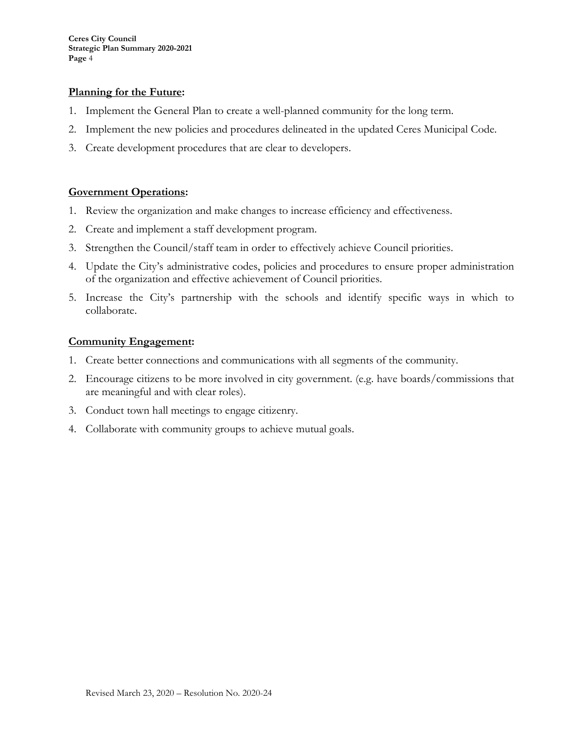**Planning for the Future:**

1. Implement the General Plan to create a well-planned community for the long term.
2. Implement the new policies and procedures delineated in the updated Ceres Municipal Code.
3. Create development procedures that are clear to developers.

**Government Operations:**

1. Review the organization and make changes to increase efficiency and effectiveness.
2. Create and implement a staff development program.
3. Strengthen the Council/staff team in order to effectively achieve Council priorities.
4. Update the City's administrative codes, policies and procedures to ensure proper administration of the organization and effective achievement of Council priorities.
5. Increase the City's partnership with the schools and identify specific ways in which to collaborate.

**Community Engagement:**

1. Create better connections and communications with all segments of the community.
2. Encourage citizens to be more involved in city government. (e.g. have boards/commissions that are meaningful and with clear roles).
3. Conduct town hall meetings to engage citizenry.
4. Collaborate with community groups to achieve mutual goals.

Revised March 23, 2020 – Resolution No. 2020-24